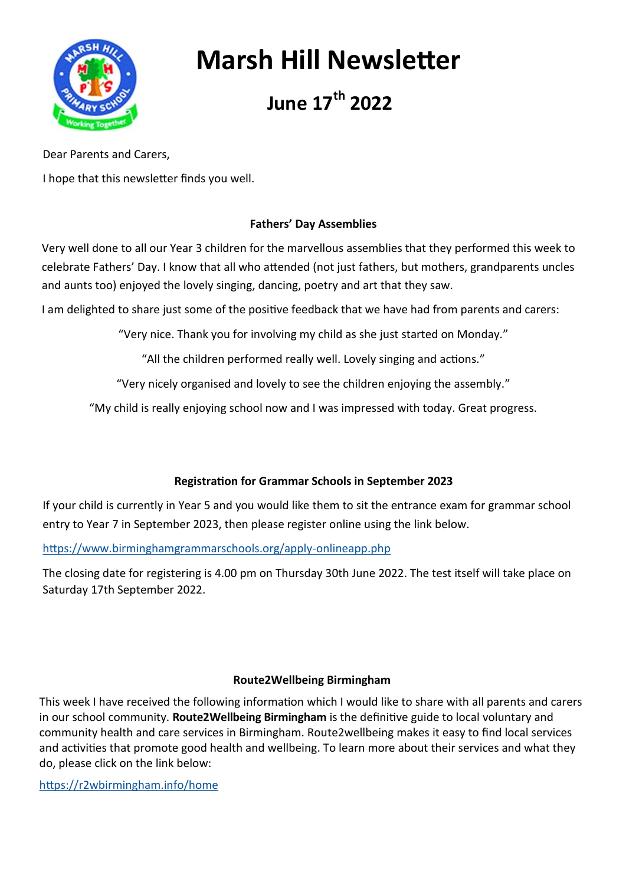# Marsh Hill Newsletter

## June 17th 2022

Dear Parents and Carers,

I hope that this newsletter finds you well.

### Fathers' Day Assemblies

Very well done to all our Year 3 children for the marvellous assemblies that they performed this week to celebrate Fathers' Day. I know that all who attended (not just fathers, but mothers, grandparents uncles and aunts too) enjoyed the lovely singing, dancing, poetry and art that they saw.

I am delighted to share just some of the positive feedback that we have had from parents and carers:

"Very nice. Thank you for involving my child as she just started on Monday."

"All the children performed really well. Lovely singing and actions."

"Very nicely organised and lovely to see the children enjoying the assembly."

"My child is really enjoying school now and I was impressed with today. Great progress.

### Registration for Grammar Schools in September 2023

If your child is currently in Year 5 and you would like them to sit the entrance exam for grammar school entry to Year 7 in September 2023, then please register online using the link below.

https://www.birminghamgrammarschools.org/apply-onlineapp.php

The closing date for registering is 4.00 pm on Thursday 30th June 2022. The test itself will take place on Saturday 17th September 2022.

### Route2Wellbeing Birmingham

This week I have received the following information which I would like to share with all parents and carers in our school community. **Route2Wellbeing Birmingham** is the definitive guide to local voluntary and community health and care services in Birmingham. Route2wellbeing makes it easy to find local services and activities that promote good health and wellbeing. To learn more about their services and what they do, please click on the link below:

https://r2wbirmingham.info/home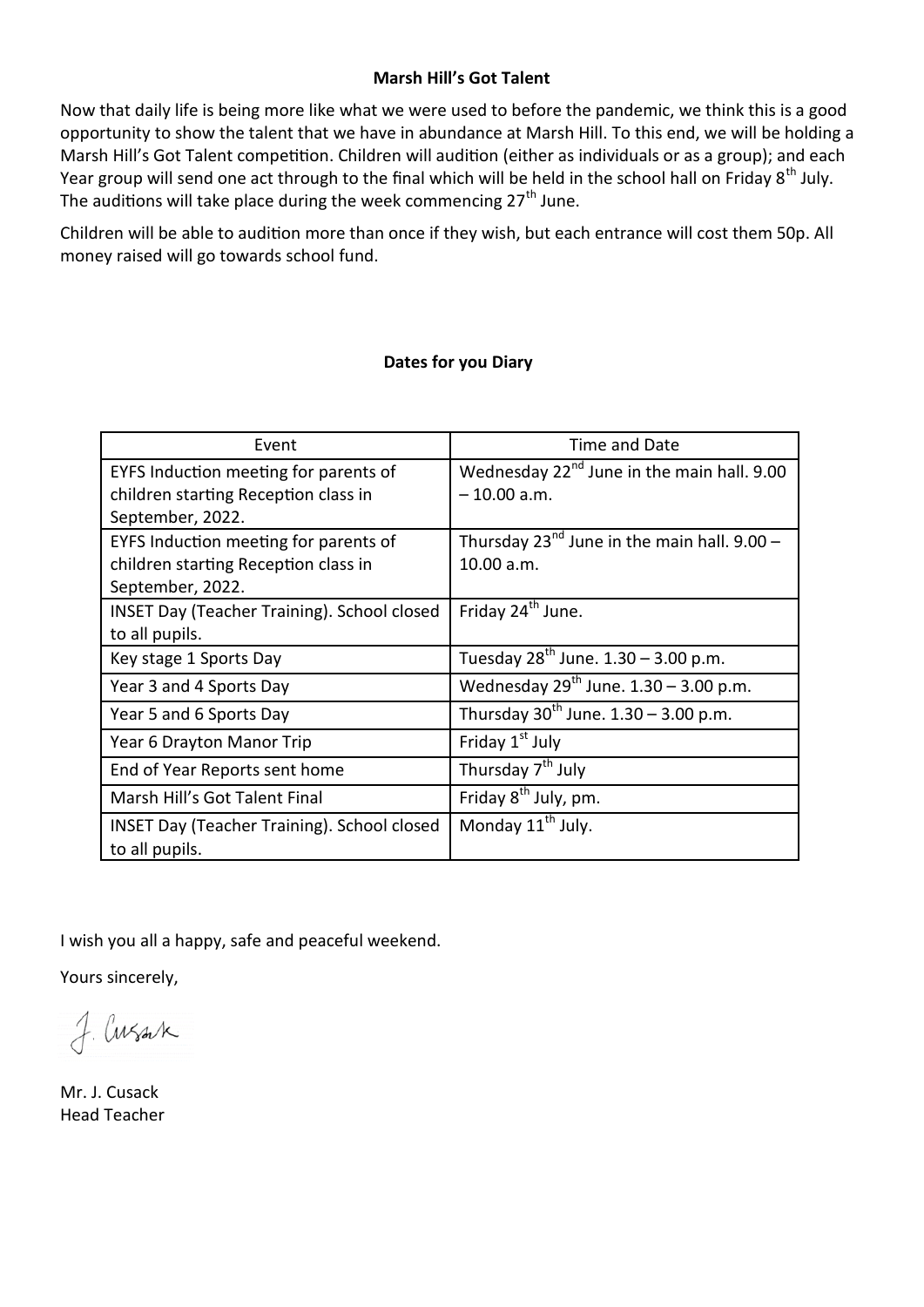**Marsh Hill's Got Talent**

Now that daily life is being more like what we were used to before the pandemic, we think this is a good opportunity to show the talent that we have in abundance at Marsh Hill. To this end, we will be holding a Marsh Hill's Got Talent competition. Children will audition (either as individuals or as a group); and each Year group will send one act through to the final which will be held in the school hall on Friday 8th July. The auditions will take place during the week commencing 27th June.

Children will be able to audition more than once if they wish, but each entrance will cost them 50p. All money raised will go towards school fund.

**Dates for you Diary**

| Event | Time and Date |
| --- | --- |
| EYFS Induction meeting for parents of children starting Reception class in September, 2022. | Wednesday 22nd June in the main hall. 9.00 – 10.00 a.m. |
| EYFS Induction meeting for parents of children starting Reception class in September, 2022. | Thursday 23rd June in the main hall. 9.00 – 10.00 a.m. |
| INSET Day (Teacher Training). School closed to all pupils. | Friday 24th June. |
| Key stage 1 Sports Day | Tuesday 28th June. 1.30 – 3.00 p.m. |
| Year 3 and 4 Sports Day | Wednesday 29th June. 1.30 – 3.00 p.m. |
| Year 5 and 6 Sports Day | Thursday 30th June. 1.30 – 3.00 p.m. |
| Year 6 Drayton Manor Trip | Friday 1st July |
| End of Year Reports sent home | Thursday 7th July |
| Marsh Hill's Got Talent Final | Friday 8th July, pm. |
| INSET Day (Teacher Training). School closed to all pupils. | Monday 11th July. |

I wish you all a happy, safe and peaceful weekend.

Yours sincerely,

J. Cusack

Mr. J. Cusack
Head Teacher